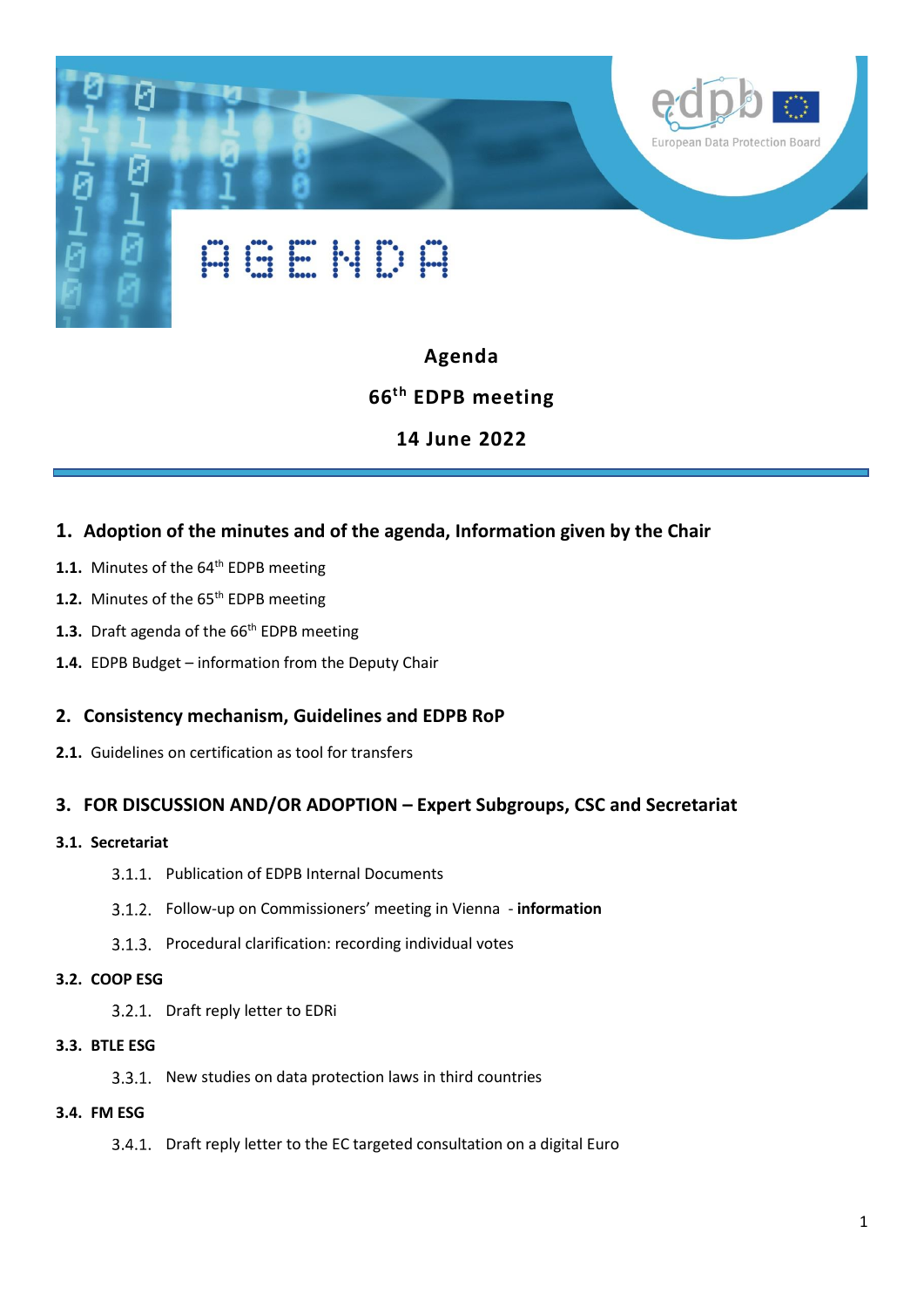# AGENDA

**Agenda**

**66th EDPB meeting**

**14 June 2022**

## 1. Adoption of the minutes and of the agenda, Information given by the Chair

**1.1.** Minutes of the 64th EDPB meeting

**1.2.** Minutes of the 65th EDPB meeting

**1.3.** Draft agenda of the 66th EDPB meeting

**1.4.** EDPB Budget – information from the Deputy Chair

## 2. Consistency mechanism, Guidelines and EDPB RoP

**2.1.** Guidelines on certification as tool for transfers

## 3. FOR DISCUSSION AND/OR ADOPTION – Expert Subgroups, CSC and Secretariat

### 3.1. Secretariat

3.1.1. Publication of EDPB Internal Documents

3.1.2. Follow-up on Commissioners' meeting in Vienna - **information**

3.1.3. Procedural clarification: recording individual votes

### 3.2. COOP ESG

3.2.1. Draft reply letter to EDRi

### 3.3. BTLE ESG

3.3.1. New studies on data protection laws in third countries

### 3.4. FM ESG

3.4.1. Draft reply letter to the EC targeted consultation on a digital Euro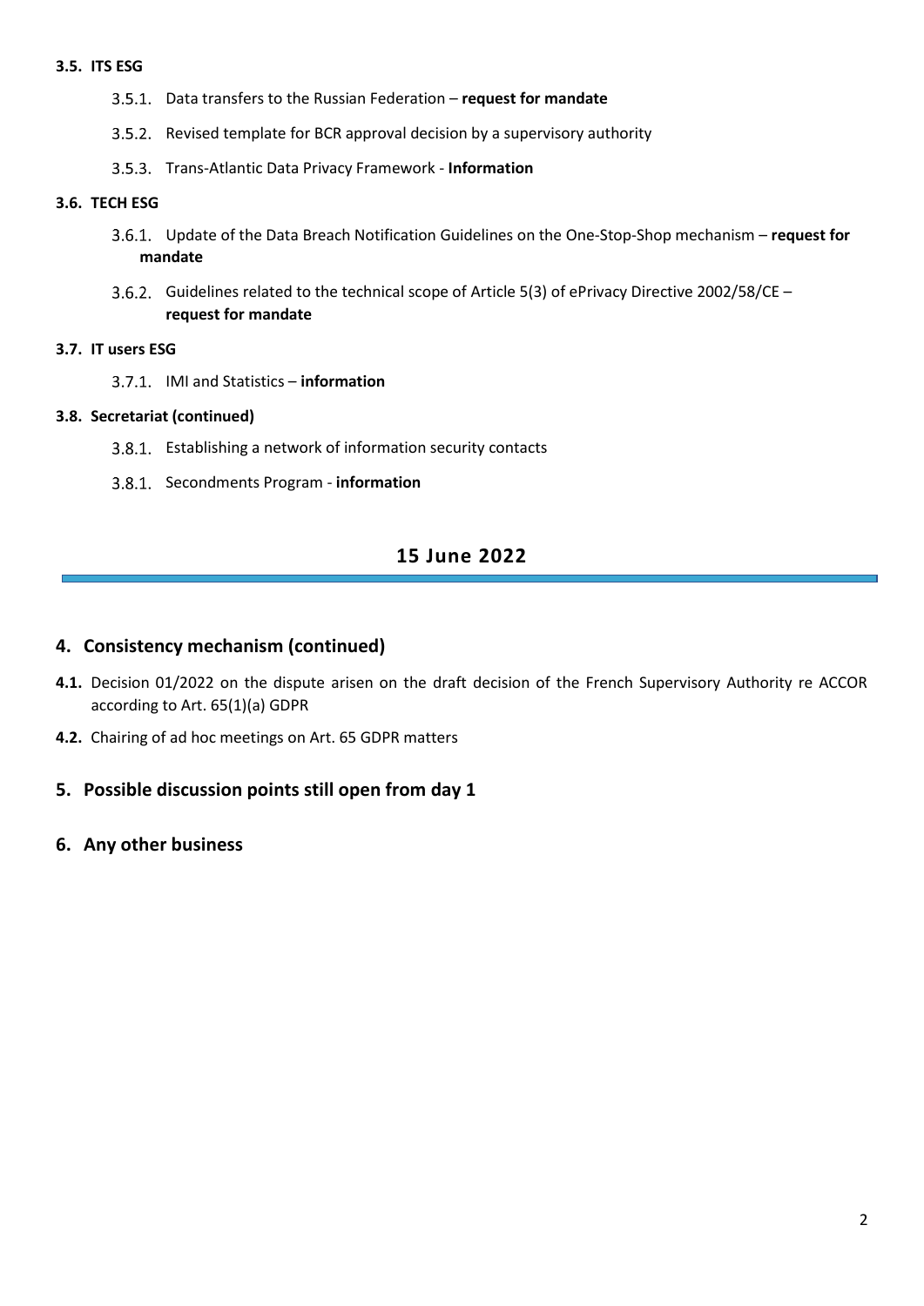**3.5. ITS ESG**

- 3.5.1. Data transfers to the Russian Federation – **request for mandate**
- 3.5.2. Revised template for BCR approval decision by a supervisory authority
- 3.5.3. Trans-Atlantic Data Privacy Framework - **Information**

**3.6. TECH ESG**

- 3.6.1. Update of the Data Breach Notification Guidelines on the One-Stop-Shop mechanism – **request for mandate**
- 3.6.2. Guidelines related to the technical scope of Article 5(3) of ePrivacy Directive 2002/58/CE – **request for mandate**

**3.7. IT users ESG**

- 3.7.1. IMI and Statistics – **information**

**3.8. Secretariat (continued)**

- 3.8.1. Establishing a network of information security contacts
- 3.8.1. Secondments Program - **information**

## 15 June 2022

## 4. Consistency mechanism (continued)

**4.1.** Decision 01/2022 on the dispute arisen on the draft decision of the French Supervisory Authority re ACCOR according to Art. 65(1)(a) GDPR

**4.2.** Chairing of ad hoc meetings on Art. 65 GDPR matters

## 5. Possible discussion points still open from day 1

## 6. Any other business